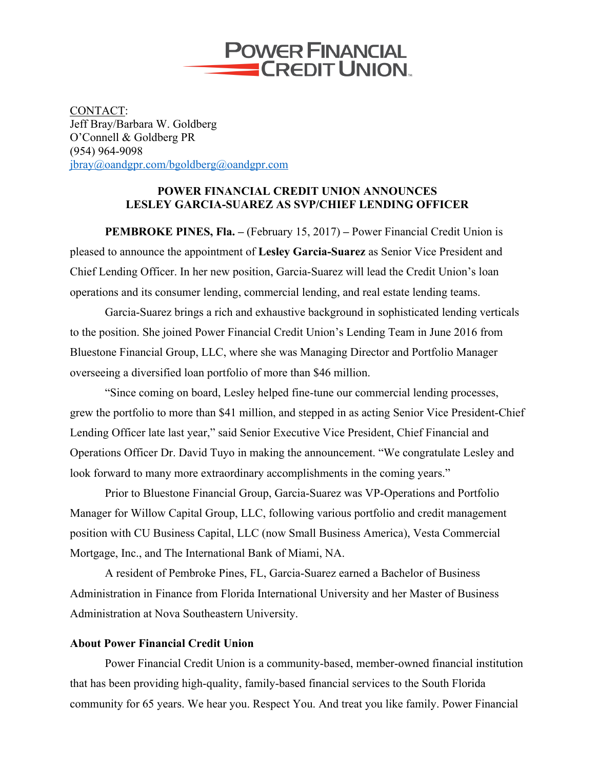POWER FINANCIAL CREDIT UNION

CONTACT:
Jeff Bray/Barbara W. Goldberg
O'Connell & Goldberg PR
(954) 964-9098
jbray@oandgpr.com/bgoldberg@oandgpr.com

**POWER FINANCIAL CREDIT UNION ANNOUNCES LESLEY GARCIA-SUAREZ AS SVP/CHIEF LENDING OFFICER**

**PEMBROKE PINES, Fla. –** (February 15, 2017) **–** Power Financial Credit Union is pleased to announce the appointment of **Lesley Garcia-Suarez** as Senior Vice President and Chief Lending Officer. In her new position, Garcia-Suarez will lead the Credit Union's loan operations and its consumer lending, commercial lending, and real estate lending teams.

Garcia-Suarez brings a rich and exhaustive background in sophisticated lending verticals to the position. She joined Power Financial Credit Union's Lending Team in June 2016 from Bluestone Financial Group, LLC, where she was Managing Director and Portfolio Manager overseeing a diversified loan portfolio of more than $46 million.

"Since coming on board, Lesley helped fine-tune our commercial lending processes, grew the portfolio to more than $41 million, and stepped in as acting Senior Vice President-Chief Lending Officer late last year," said Senior Executive Vice President, Chief Financial and Operations Officer Dr. David Tuyo in making the announcement. "We congratulate Lesley and look forward to many more extraordinary accomplishments in the coming years."

Prior to Bluestone Financial Group, Garcia-Suarez was VP-Operations and Portfolio Manager for Willow Capital Group, LLC, following various portfolio and credit management position with CU Business Capital, LLC (now Small Business America), Vesta Commercial Mortgage, Inc., and The International Bank of Miami, NA.

A resident of Pembroke Pines, FL, Garcia-Suarez earned a Bachelor of Business Administration in Finance from Florida International University and her Master of Business Administration at Nova Southeastern University.

**About Power Financial Credit Union**

Power Financial Credit Union is a community-based, member-owned financial institution that has been providing high-quality, family-based financial services to the South Florida community for 65 years. We hear you. Respect You. And treat you like family. Power Financial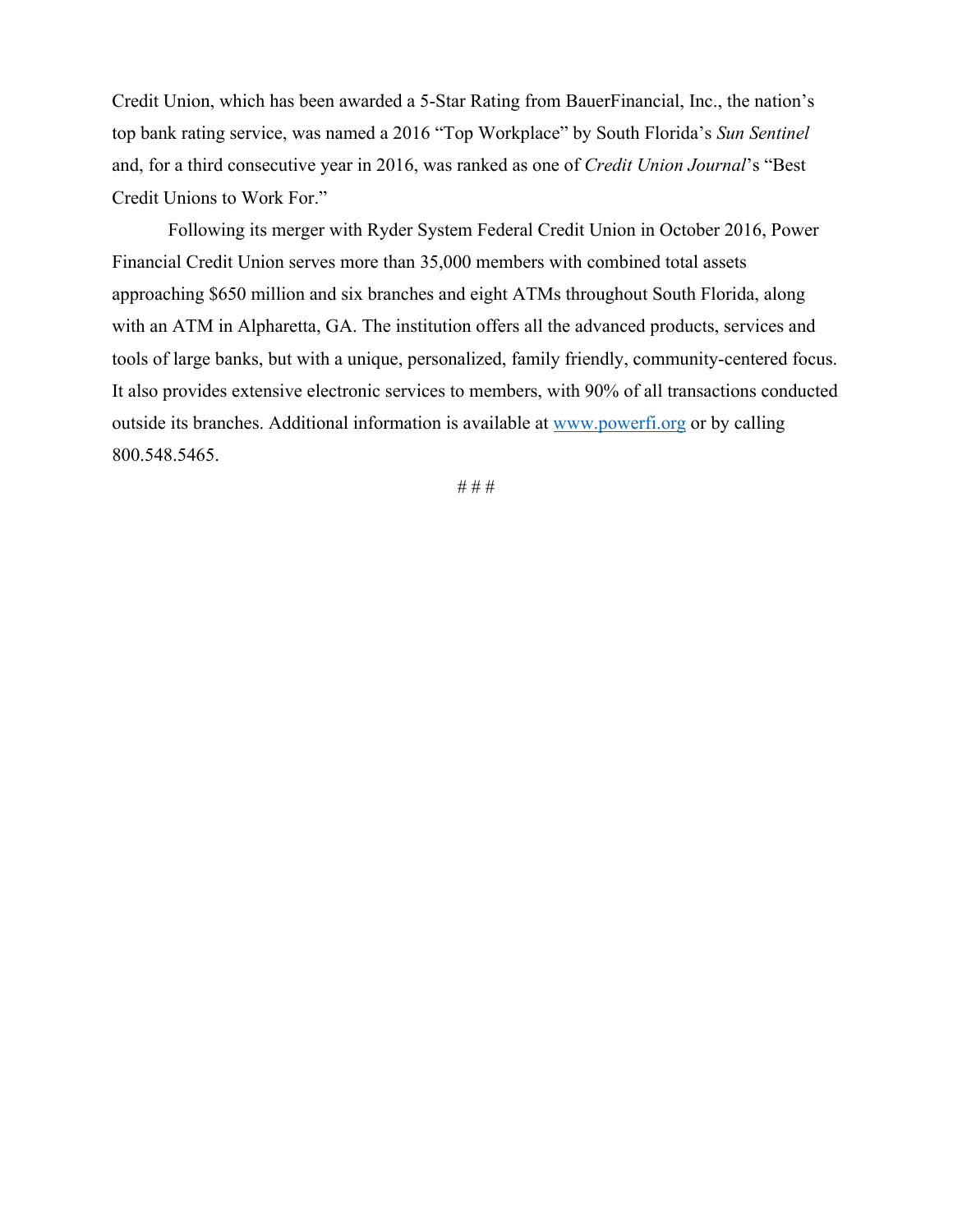Credit Union, which has been awarded a 5-Star Rating from BauerFinancial, Inc., the nation's top bank rating service, was named a 2016 "Top Workplace" by South Florida's *Sun Sentinel* and, for a third consecutive year in 2016, was ranked as one of *Credit Union Journal*'s "Best Credit Unions to Work For."

Following its merger with Ryder System Federal Credit Union in October 2016, Power Financial Credit Union serves more than 35,000 members with combined total assets approaching $650 million and six branches and eight ATMs throughout South Florida, along with an ATM in Alpharetta, GA. The institution offers all the advanced products, services and tools of large banks, but with a unique, personalized, family friendly, community-centered focus. It also provides extensive electronic services to members, with 90% of all transactions conducted outside its branches. Additional information is available at [www.powerfi.org](http://www.powerfi.org) or by calling 800.548.5465.

# # #